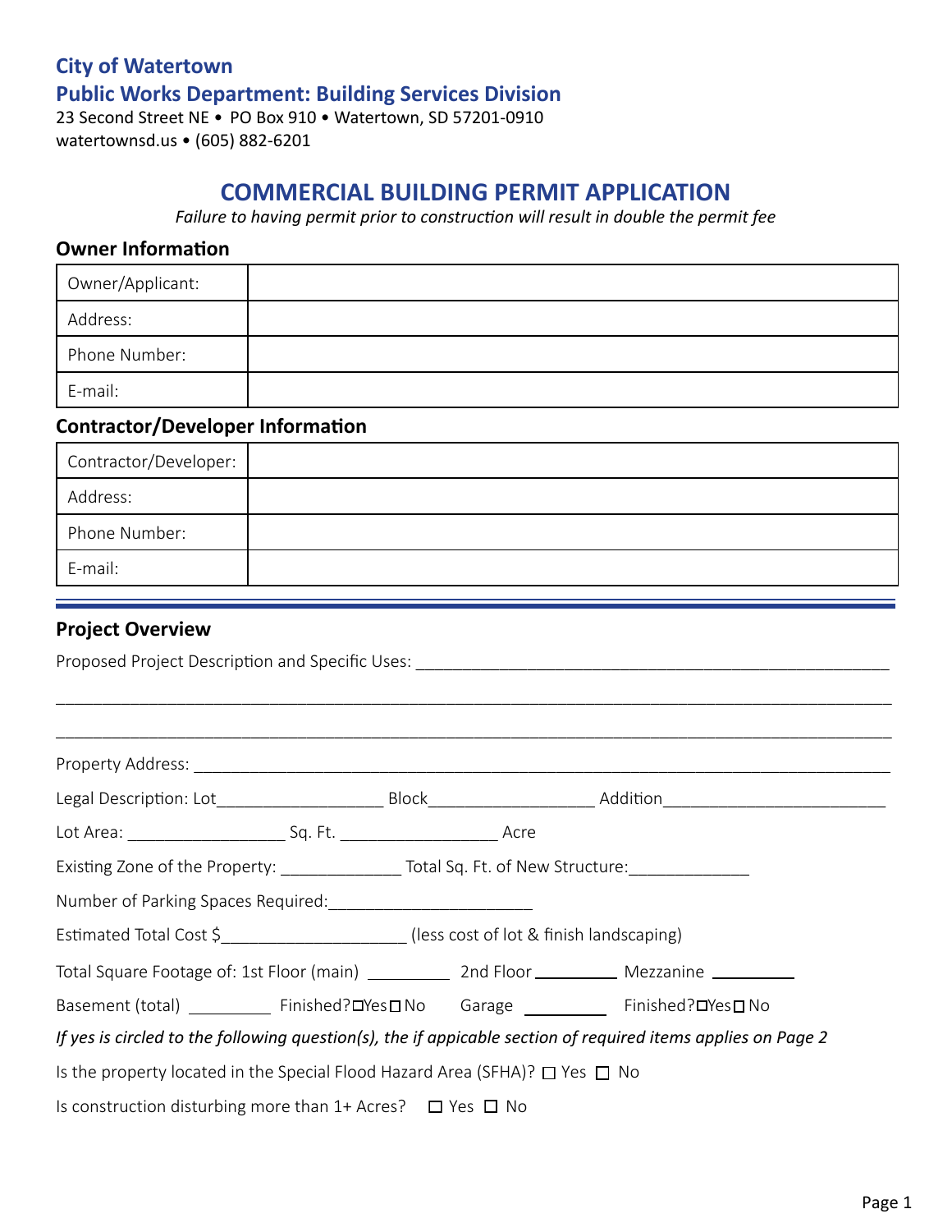**City of Watertown**

**Public Works Department: Building Services Division**

23 Second Street NE • PO Box 910 • Watertown, SD 57201-0910

watertownsd.us • (605) 882-6201

# COMMERCIAL BUILDING PERMIT APPLICATION

*Failure to having permit prior to construction will result in double the permit fee*

## Owner Information

| Owner/Applicant: | |
|---|---|
| Address: | |
| Phone Number: | |
| E-mail: | |

## Contractor/Developer Information

| Contractor/Developer: | |
|---|---|
| Address: | |
| Phone Number: | |
| E-mail: | |

## Project Overview

Proposed Project Description and Specific Uses: ____________________________________________________

______________________________________________________________________________

______________________________________________________________________________

Property Address: ____________________________________________________________________

Legal Description: Lot__________________ Block__________________ Addition________________________

Lot Area: _________________ Sq. Ft. _________________ Acre

Existing Zone of the Property: _____________ Total Sq. Ft. of New Structure:_____________

Number of Parking Spaces Required:______________________

Estimated Total Cost $____________________ (less cost of lot & finish landscaping)

Total Square Footage of: 1st Floor (main) _________ 2nd Floor _________ Mezzanine _________

Basement (total) _________ Finished? ☐Yes ☐No Garage _________ Finished? ☐Yes ☐No

*If yes is circled to the following question(s), the if appicable section of required items applies on Page 2*

Is the property located in the Special Flood Hazard Area (SFHA)? ☐ Yes ☐ No

Is construction disturbing more than 1+ Acres? ☐ Yes ☐ No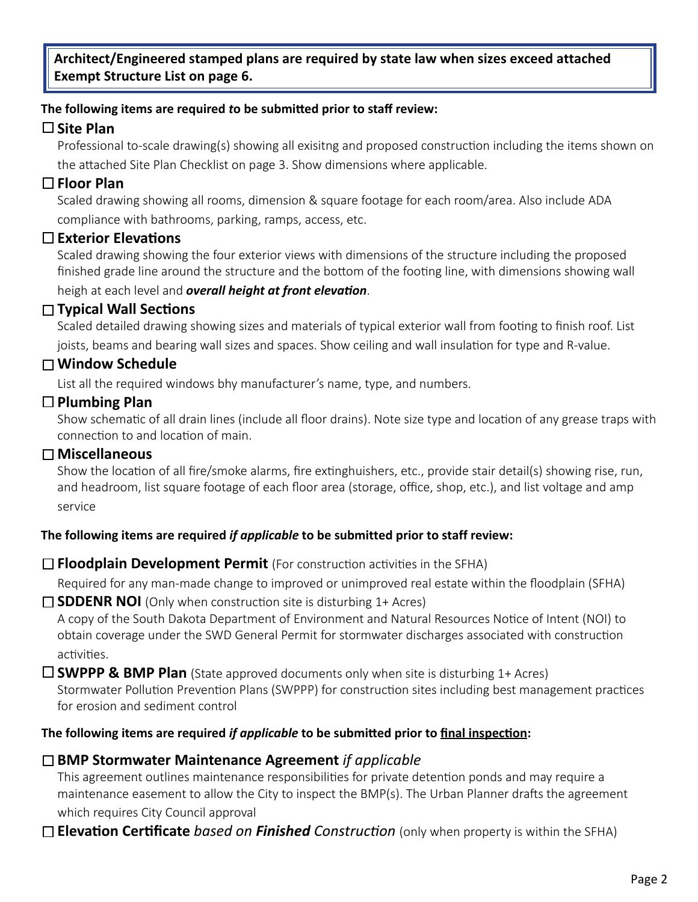**Architect/Engineered stamped plans are required by state law when sizes exceed attached Exempt Structure List on page 6.**

**The following items are required *to* be submitted prior to staff review:**

☐ **Site Plan**

Professional to-scale drawing(s) showing all exisitng and proposed construction including the items shown on the attached Site Plan Checklist on page 3. Show dimensions where applicable.

☐ **Floor Plan**

Scaled drawing showing all rooms, dimension & square footage for each room/area. Also include ADA compliance with bathrooms, parking, ramps, access, etc.

☐ **Exterior Elevations**

Scaled drawing showing the four exterior views with dimensions of the structure including the proposed finished grade line around the structure and the bottom of the footing line, with dimensions showing wall heigh at each level and ***overall height at front elevation***.

☐ **Typical Wall Sections**

Scaled detailed drawing showing sizes and materials of typical exterior wall from footing to finish roof. List joists, beams and bearing wall sizes and spaces. Show ceiling and wall insulation for type and R-value.

☐ **Window Schedule**

List all the required windows bhy manufacturer's name, type, and numbers.

☐ **Plumbing Plan**

Show schematic of all drain lines (include all floor drains). Note size type and location of any grease traps with connection to and location of main.

☐ **Miscellaneous**

Show the location of all fire/smoke alarms, fire extinghuishers, etc., provide stair detail(s) showing rise, run, and headroom, list square footage of each floor area (storage, office, shop, etc.), and list voltage and amp service

**The following items are required *if applicable* to be submitted prior to staff review:**

☐ **Floodplain Development Permit** (For construction activities in the SFHA)

Required for any man-made change to improved or unimproved real estate within the floodplain (SFHA)

☐ **SDDENR NOI** (Only when construction site is disturbing 1+ Acres)

A copy of the South Dakota Department of Environment and Natural Resources Notice of Intent (NOI) to obtain coverage under the SWD General Permit for stormwater discharges associated with construction activities.

☐ **SWPPP & BMP Plan** (State approved documents only when site is disturbing 1+ Acres)

Stormwater Pollution Prevention Plans (SWPPP) for construction sites including best management practices for erosion and sediment control

**The following items are required *if applicable* to be submitted prior to <u>final inspection</u>:**

☐ **BMP Stormwater Maintenance Agreement** *if applicable*

This agreement outlines maintenance responsibilities for private detention ponds and may require a maintenance easement to allow the City to inspect the BMP(s). The Urban Planner drafts the agreement which requires City Council approval

☐ **Elevation Certificate** *based on **Finished** Construction* (only when property is within the SFHA)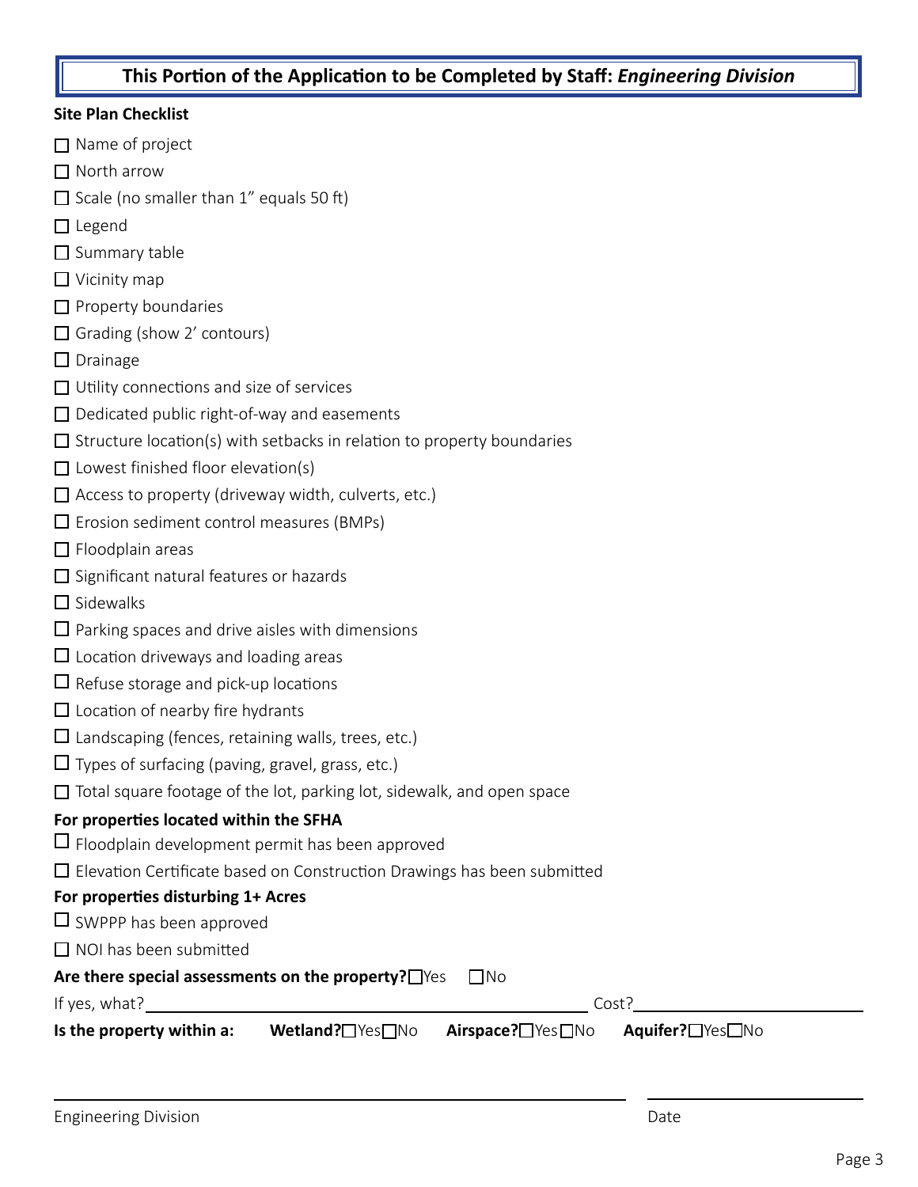## This Portion of the Application to be Completed by Staff: *Engineering Division*

**Site Plan Checklist**

- ☐ Name of project
- ☐ North arrow
- ☐ Scale (no smaller than 1" equals 50 ft)
- ☐ Legend
- ☐ Summary table
- ☐ Vicinity map
- ☐ Property boundaries
- ☐ Grading (show 2' contours)
- ☐ Drainage
- ☐ Utility connections and size of services
- ☐ Dedicated public right-of-way and easements
- ☐ Structure location(s) with setbacks in relation to property boundaries
- ☐ Lowest finished floor elevation(s)
- ☐ Access to property (driveway width, culverts, etc.)
- ☐ Erosion sediment control measures (BMPs)
- ☐ Floodplain areas
- ☐ Significant natural features or hazards
- ☐ Sidewalks
- ☐ Parking spaces and drive aisles with dimensions
- ☐ Location driveways and loading areas
- ☐ Refuse storage and pick-up locations
- ☐ Location of nearby fire hydrants
- ☐ Landscaping (fences, retaining walls, trees, etc.)
- ☐ Types of surfacing (paving, gravel, grass, etc.)
- ☐ Total square footage of the lot, parking lot, sidewalk, and open space

**For properties located within the SFHA**

- ☐ Floodplain development permit has been approved
- ☐ Elevation Certificate based on Construction Drawings has been submitted

**For properties disturbing 1+ Acres**

- ☐ SWPPP has been approved
- ☐ NOI has been submitted

**Are there special assessments on the property?** ☐Yes ☐No

If yes, what?\_\_\_\_\_\_\_\_\_\_\_\_\_\_\_\_\_\_\_\_\_\_\_\_\_\_\_\_\_\_ Cost?\_\_\_\_\_\_\_\_\_\_\_\_\_\_\_\_

**Is the property within a:** **Wetland?**☐Yes☐No **Airspace?**☐Yes☐No **Aquifer?**☐Yes☐No

\_\_\_\_\_\_\_\_\_\_\_\_\_\_\_\_\_\_\_\_\_\_\_\_\_\_\_\_\_\_\_\_\_\_\_\_\_\_ \_\_\_\_\_\_\_\_\_\_\_\_\_\_\_\_

Engineering Division Date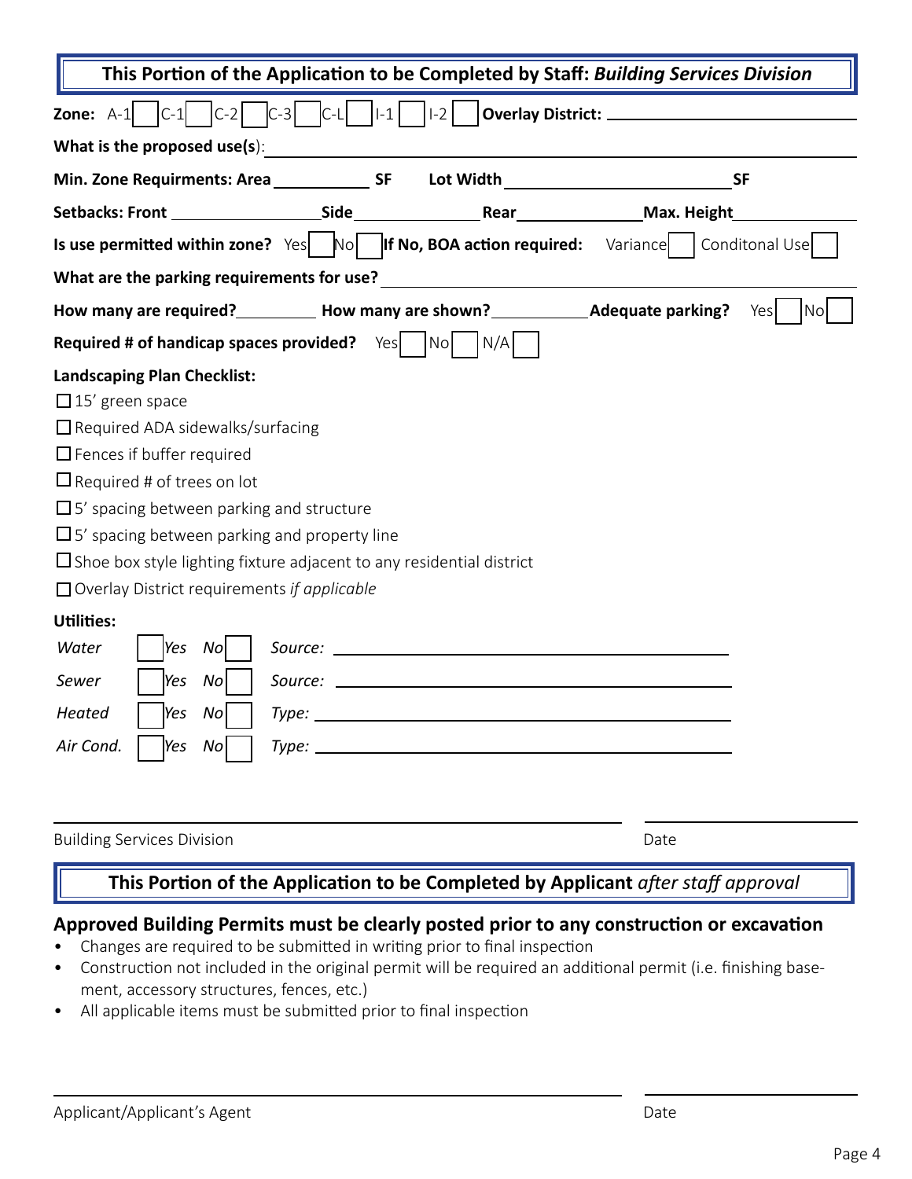## This Portion of the Application to be Completed by Staff: *Building Services Division*

**Zone:** A-1 ☐ C-1 ☐ C-2 ☐ C-3 ☐ C-L ☐ I-1 ☐ I-2 ☐ **Overlay District:** ____________________

**What is the proposed use(s)**: ________________________________________

**Min. Zone Requirments: Area** __________ **SF** **Lot Width** ____________________ **SF**

**Setbacks: Front** ______________ **Side** ____________ **Rear** ____________ **Max. Height** ____________

**Is use permitted within zone?** Yes ☐ No ☐ **If No, BOA action required:** Variance ☐ Conditonal Use ☐

**What are the parking requirements for use?** ________________________________________

**How many are required?** ________ **How many are shown?** ________ **Adequate parking?** Yes ☐ No ☐

**Required # of handicap spaces provided?** Yes ☐ No ☐ N/A ☐

**Landscaping Plan Checklist:**

- ☐ 15' green space
- ☐ Required ADA sidewalks/surfacing
- ☐ Fences if buffer required
- ☐ Required # of trees on lot
- ☐ 5' spacing between parking and structure
- ☐ 5' spacing between parking and property line
- ☐ Shoe box style lighting fixture adjacent to any residential district
- ☐ Overlay District requirements *if applicable*

**Utilities:**

| | | | |
|---|---|---|---|
| *Water* | ☐ *Yes* | *No* ☐ | *Source:* ______________________ |
| *Sewer* | ☐ *Yes* | *No* ☐ | *Source:* ______________________ |
| *Heated* | ☐ *Yes* | *No* ☐ | *Type:* ______________________ |
| *Air Cond.* | ☐ *Yes* | *No* ☐ | *Type:* ______________________ |

______________________________ ______________

Building Services Division Date

## This Portion of the Application to be Completed by Applicant *after staff approval*

### Approved Building Permits must be clearly posted prior to any construction or excavation

- Changes are required to be submitted in writing prior to final inspection
- Construction not included in the original permit will be required an additional permit (i.e. finishing basement, accessory structures, fences, etc.)
- All applicable items must be submitted prior to final inspection

______________________________ ______________

Applicant/Applicant's Agent Date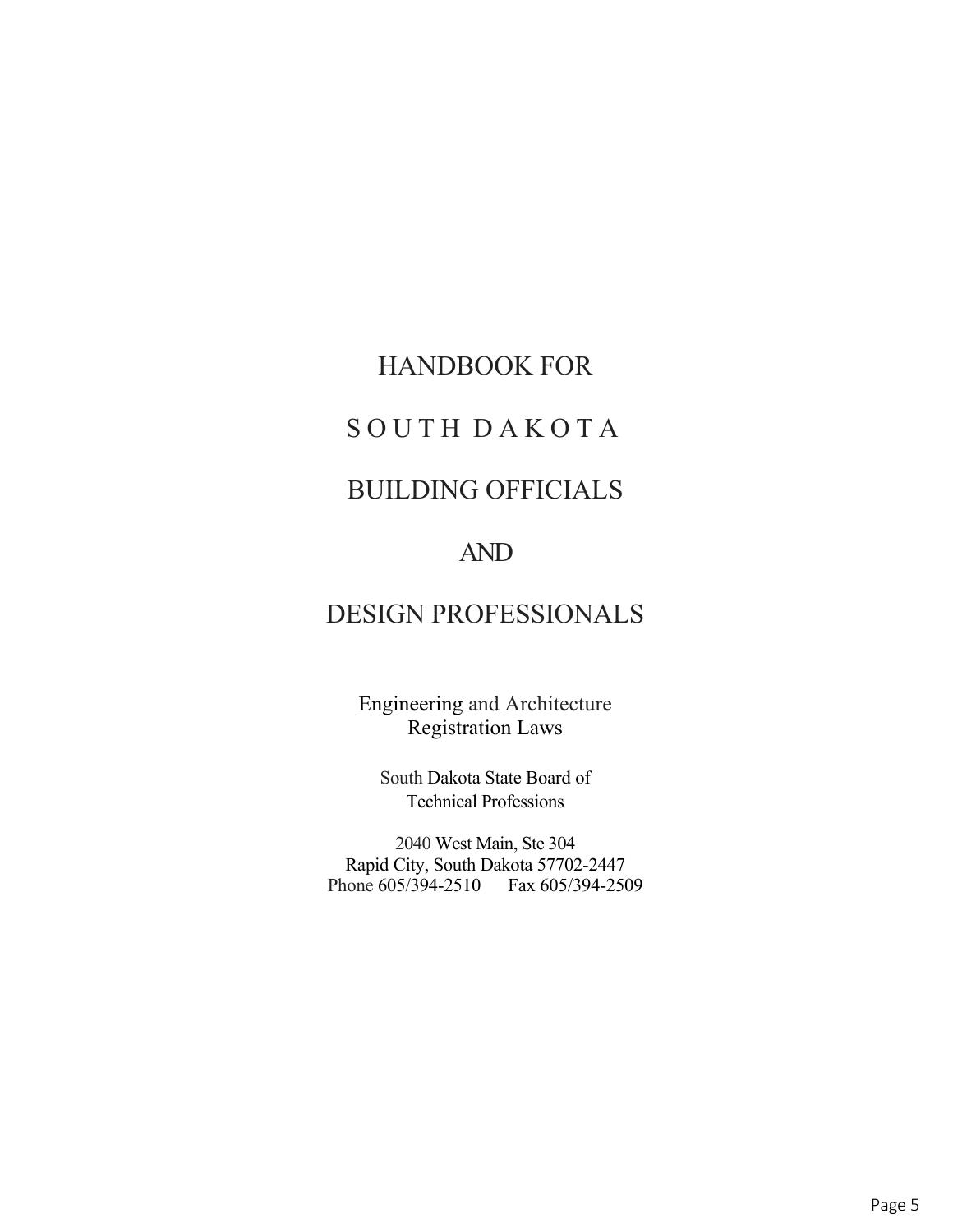# HANDBOOK FOR

# S O U T H D A K O T A

# BUILDING OFFICIALS

# AND

# DESIGN PROFESSIONALS

Engineering and Architecture
Registration Laws

South Dakota State Board of
Technical Professions

2040 West Main, Ste 304
Rapid City, South Dakota 57702-2447
Phone 605/394-2510 Fax 605/394-2509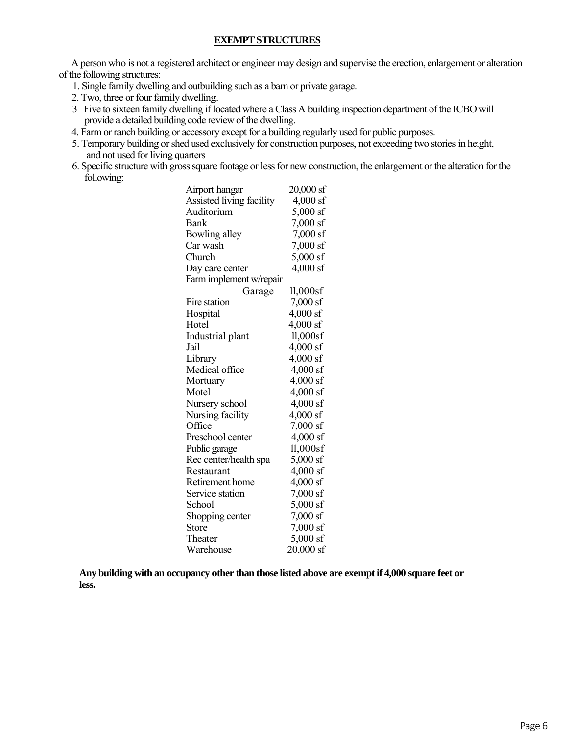## EXEMPT STRUCTURES

A person who is not a registered architect or engineer may design and supervise the erection, enlargement or alteration of the following structures:

1. Single family dwelling and outbuilding such as a barn or private garage.
2. Two, three or four family dwelling.
3. Five to sixteen family dwelling if located where a Class A building inspection department of the ICBO will provide a detailed building code review of the dwelling.
4. Farm or ranch building or accessory except for a building regularly used for public purposes.
5. Temporary building or shed used exclusively for construction purposes, not exceeding two stories in height, and not used for living quarters
6. Specific structure with gross square footage or less for new construction, the enlargement or the alteration for the following:

| | |
|---|---|
| Airport hangar | 20,000 sf |
| Assisted living facility | 4,000 sf |
| Auditorium | 5,000 sf |
| Bank | 7,000 sf |
| Bowling alley | 7,000 sf |
| Car wash | 7,000 sf |
| Church | 5,000 sf |
| Day care center | 4,000 sf |
| Farm implement w/repair Garage | 11,000sf |
| Fire station | 7,000 sf |
| Hospital | 4,000 sf |
| Hotel | 4,000 sf |
| Industrial plant | 11,000sf |
| Jail | 4,000 sf |
| Library | 4,000 sf |
| Medical office | 4,000 sf |
| Mortuary | 4,000 sf |
| Motel | 4,000 sf |
| Nursery school | 4,000 sf |
| Nursing facility | 4,000 sf |
| Office | 7,000 sf |
| Preschool center | 4,000 sf |
| Public garage | 11,000sf |
| Rec center/health spa | 5,000 sf |
| Restaurant | 4,000 sf |
| Retirement home | 4,000 sf |
| Service station | 7,000 sf |
| School | 5,000 sf |
| Shopping center | 7,000 sf |
| Store | 7,000 sf |
| Theater | 5,000 sf |
| Warehouse | 20,000 sf |

**Any building with an occupancy other than those listed above are exempt if 4,000 square feet or less.**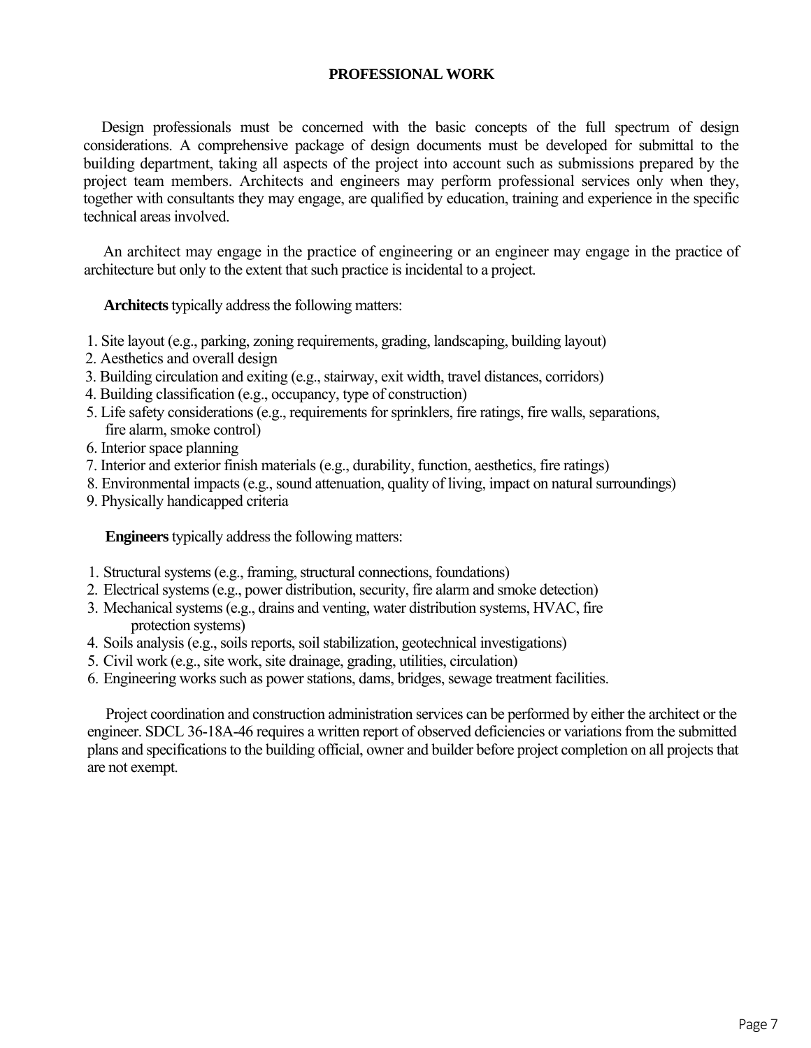## PROFESSIONAL WORK

Design professionals must be concerned with the basic concepts of the full spectrum of design considerations. A comprehensive package of design documents must be developed for submittal to the building department, taking all aspects of the project into account such as submissions prepared by the project team members. Architects and engineers may perform professional services only when they, together with consultants they may engage, are qualified by education, training and experience in the specific technical areas involved.

An architect may engage in the practice of engineering or an engineer may engage in the practice of architecture but only to the extent that such practice is incidental to a project.

**Architects** typically address the following matters:

1. Site layout (e.g., parking, zoning requirements, grading, landscaping, building layout)
2. Aesthetics and overall design
3. Building circulation and exiting (e.g., stairway, exit width, travel distances, corridors)
4. Building classification (e.g., occupancy, type of construction)
5. Life safety considerations (e.g., requirements for sprinklers, fire ratings, fire walls, separations, fire alarm, smoke control)
6. Interior space planning
7. Interior and exterior finish materials (e.g., durability, function, aesthetics, fire ratings)
8. Environmental impacts (e.g., sound attenuation, quality of living, impact on natural surroundings)
9. Physically handicapped criteria

**Engineers** typically address the following matters:

1. Structural systems (e.g., framing, structural connections, foundations)
2. Electrical systems (e.g., power distribution, security, fire alarm and smoke detection)
3. Mechanical systems (e.g., drains and venting, water distribution systems, HVAC, fire protection systems)
4. Soils analysis (e.g., soils reports, soil stabilization, geotechnical investigations)
5. Civil work (e.g., site work, site drainage, grading, utilities, circulation)
6. Engineering works such as power stations, dams, bridges, sewage treatment facilities.

Project coordination and construction administration services can be performed by either the architect or the engineer. SDCL 36-18A-46 requires a written report of observed deficiencies or variations from the submitted plans and specifications to the building official, owner and builder before project completion on all projects that are not exempt.